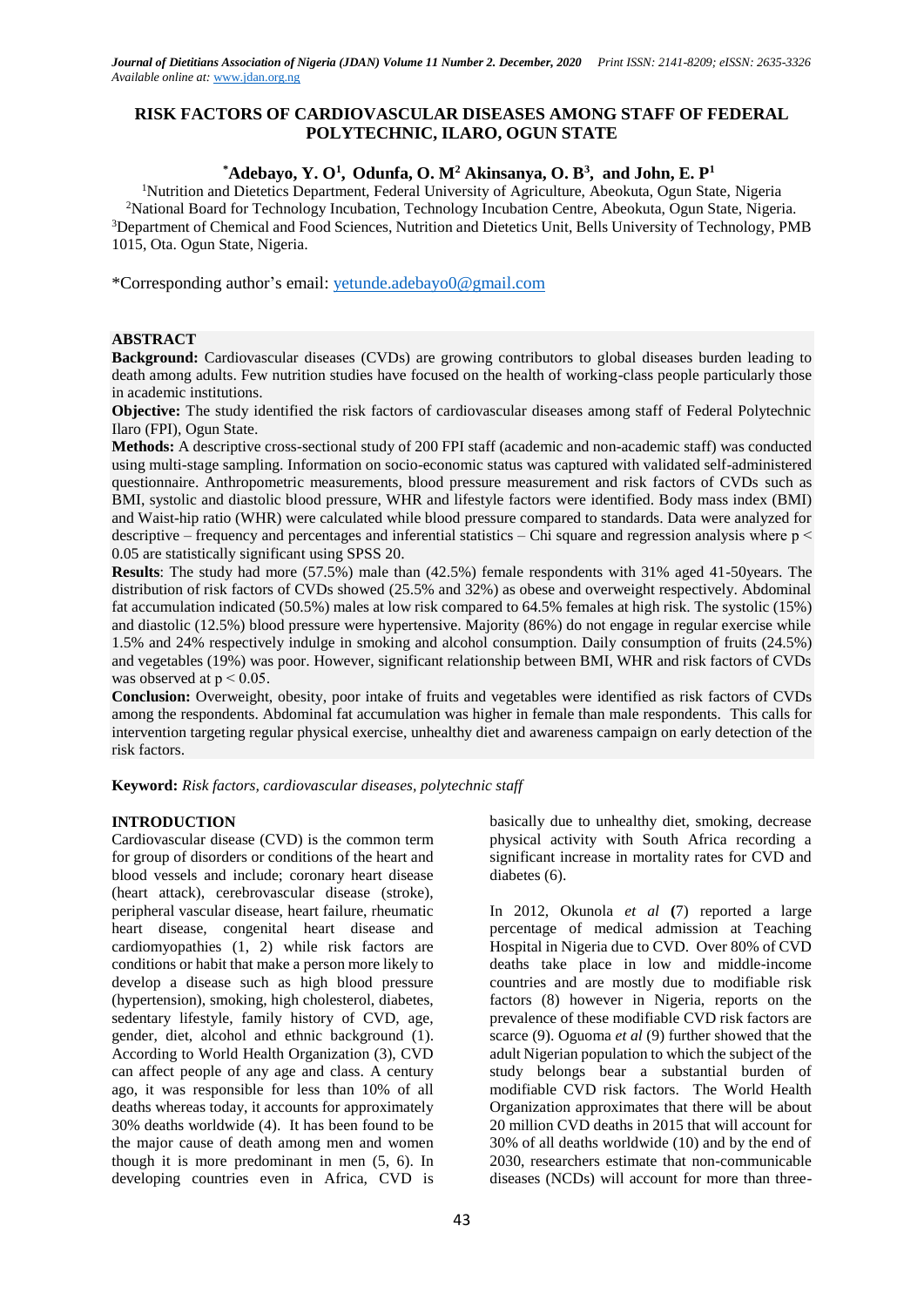# RISK FACTORS OF CARDIOVASCULAR DISEASES AMONG STAFF OF FEDERAL POLYTECHNIC, ILARO, OGUN STATE

**\*Adebayo, Y. O[1], Odunfa, O. M[2] Akinsanya, O. B[3], and John, E. P[1]**

[1]Nutrition and Dietetics Department, Federal University of Agriculture, Abeokuta, Ogun State, Nigeria
[2]National Board for Technology Incubation, Technology Incubation Centre, Abeokuta, Ogun State, Nigeria.
[3]Department of Chemical and Food Sciences, Nutrition and Dietetics Unit, Bells University of Technology, PMB 1015, Ota. Ogun State, Nigeria.

\*Corresponding author's email: yetunde.adebayo0@gmail.com

## ABSTRACT

**Background:** Cardiovascular diseases (CVDs) are growing contributors to global diseases burden leading to death among adults. Few nutrition studies have focused on the health of working-class people particularly those in academic institutions.

**Objective:** The study identified the risk factors of cardiovascular diseases among staff of Federal Polytechnic Ilaro (FPI), Ogun State.

**Methods:** A descriptive cross-sectional study of 200 FPI staff (academic and non-academic staff) was conducted using multi-stage sampling. Information on socio-economic status was captured with validated self-administered questionnaire. Anthropometric measurements, blood pressure measurement and risk factors of CVDs such as BMI, systolic and diastolic blood pressure, WHR and lifestyle factors were identified. Body mass index (BMI) and Waist-hip ratio (WHR) were calculated while blood pressure compared to standards. Data were analyzed for descriptive – frequency and percentages and inferential statistics – Chi square and regression analysis where $p < 0.05$ are statistically significant using SPSS 20.

**Results**: The study had more (57.5%) male than (42.5%) female respondents with 31% aged 41-50years. The distribution of risk factors of CVDs showed (25.5% and 32%) as obese and overweight respectively. Abdominal fat accumulation indicated (50.5%) males at low risk compared to 64.5% females at high risk. The systolic (15%) and diastolic (12.5%) blood pressure were hypertensive. Majority (86%) do not engage in regular exercise while 1.5% and 24% respectively indulge in smoking and alcohol consumption. Daily consumption of fruits (24.5%) and vegetables (19%) was poor. However, significant relationship between BMI, WHR and risk factors of CVDs was observed at $p < 0.05$.

**Conclusion:** Overweight, obesity, poor intake of fruits and vegetables were identified as risk factors of CVDs among the respondents. Abdominal fat accumulation was higher in female than male respondents. This calls for intervention targeting regular physical exercise, unhealthy diet and awareness campaign on early detection of the risk factors.

**Keyword:** *Risk factors, cardiovascular diseases, polytechnic staff*

## INTRODUCTION

Cardiovascular disease (CVD) is the common term for group of disorders or conditions of the heart and blood vessels and include; coronary heart disease (heart attack), cerebrovascular disease (stroke), peripheral vascular disease, heart failure, rheumatic heart disease, congenital heart disease and cardiomyopathies (1, 2) while risk factors are conditions or habit that make a person more likely to develop a disease such as high blood pressure (hypertension), smoking, high cholesterol, diabetes, sedentary lifestyle, family history of CVD, age, gender, diet, alcohol and ethnic background (1). According to World Health Organization (3), CVD can affect people of any age and class. A century ago, it was responsible for less than 10% of all deaths whereas today, it accounts for approximately 30% deaths worldwide (4). It has been found to be the major cause of death among men and women though it is more predominant in men (5, 6). In developing countries even in Africa, CVD is basically due to unhealthy diet, smoking, decrease physical activity with South Africa recording a significant increase in mortality rates for CVD and diabetes (6).

In 2012, Okunola *et al* **(**7) reported a large percentage of medical admission at Teaching Hospital in Nigeria due to CVD. Over 80% of CVD deaths take place in low and middle-income countries and are mostly due to modifiable risk factors (8) however in Nigeria, reports on the prevalence of these modifiable CVD risk factors are scarce (9). Oguoma *et al* (9) further showed that the adult Nigerian population to which the subject of the study belongs bear a substantial burden of modifiable CVD risk factors. The World Health Organization approximates that there will be about 20 million CVD deaths in 2015 that will account for 30% of all deaths worldwide (10) and by the end of 2030, researchers estimate that non-communicable diseases (NCDs) will account for more than three-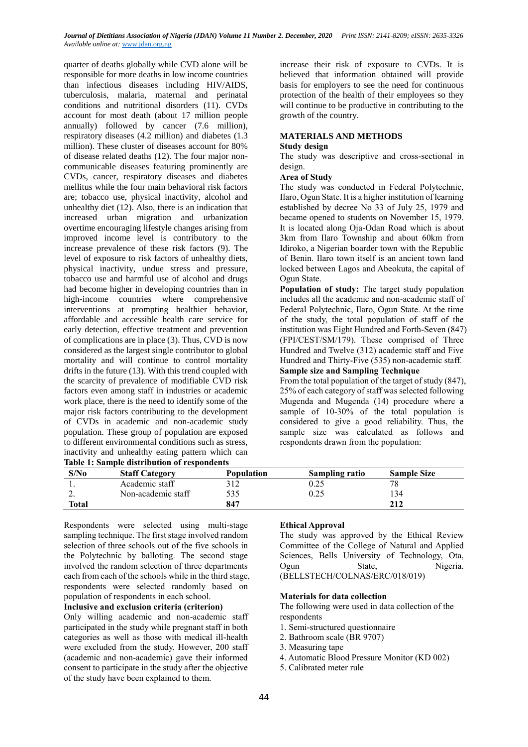quarter of deaths globally while CVD alone will be responsible for more deaths in low income countries than infectious diseases including HIV/AIDS, tuberculosis, malaria, maternal and perinatal conditions and nutritional disorders (11). CVDs account for most death (about 17 million people annually) followed by cancer (7.6 million), respiratory diseases (4.2 million) and diabetes (1.3 million). These cluster of diseases account for 80% of disease related deaths (12). The four major non-communicable diseases featuring prominently are CVDs, cancer, respiratory diseases and diabetes mellitus while the four main behavioral risk factors are; tobacco use, physical inactivity, alcohol and unhealthy diet (12). Also, there is an indication that increased urban migration and urbanization overtime encouraging lifestyle changes arising from improved income level is contributory to the increase prevalence of these risk factors (9). The level of exposure to risk factors of unhealthy diets, physical inactivity, undue stress and pressure, tobacco use and harmful use of alcohol and drugs had become higher in developing countries than in high-income countries where comprehensive interventions at prompting healthier behavior, affordable and accessible health care service for early detection, effective treatment and prevention of complications are in place (3). Thus, CVD is now considered as the largest single contributor to global mortality and will continue to control mortality drifts in the future (13). With this trend coupled with the scarcity of prevalence of modifiable CVD risk factors even among staff in industries or academic work place, there is the need to identify some of the major risk factors contributing to the development of CVDs in academic and non-academic study population. These group of population are exposed to different environmental conditions such as stress, inactivity and unhealthy eating pattern which can increase their risk of exposure to CVDs. It is believed that information obtained will provide basis for employers to see the need for continuous protection of the health of their employees so they will continue to be productive in contributing to the growth of the country.

## MATERIALS AND METHODS

### Study design

The study was descriptive and cross-sectional in design.

### Area of Study

The study was conducted in Federal Polytechnic, Ilaro, Ogun State. It is a higher institution of learning established by decree No 33 of July 25, 1979 and became opened to students on November 15, 1979. It is located along Oja-Odan Road which is about 3km from Ilaro Township and about 60km from Idiroko, a Nigerian boarder town with the Republic of Benin. Ilaro town itself is an ancient town land locked between Lagos and Abeokuta, the capital of Ogun State.

**Population of study:** The target study population includes all the academic and non-academic staff of Federal Polytechnic, Ilaro, Ogun State. At the time of the study, the total population of staff of the institution was Eight Hundred and Forth-Seven (847) (FPI/CEST/SM/179). These comprised of Three Hundred and Twelve (312) academic staff and Five Hundred and Thirty-Five (535) non-academic staff.

### Sample size and Sampling Technique

From the total population of the target of study (847), 25% of each category of staff was selected following Mugenda and Mugenda (14) procedure where a sample of 10-30% of the total population is considered to give a good reliability. Thus, the sample size was calculated as follows and respondents drawn from the population:

**Table 1: Sample distribution of respondents**

| S/No | Staff Category | Population | Sampling ratio | Sample Size |
|---|---|---|---|---|
| 1. | Academic staff | 312 | 0.25 | 78 |
| 2. | Non-academic staff | 535 | 0.25 | 134 |
| **Total** | | **847** | | **212** |

Respondents were selected using multi-stage sampling technique. The first stage involved random selection of three schools out of the five schools in the Polytechnic by balloting. The second stage involved the random selection of three departments each from each of the schools while in the third stage, respondents were selected randomly based on population of respondents in each school.

### Inclusive and exclusion criteria (criterion)

Only willing academic and non-academic staff participated in the study while pregnant staff in both categories as well as those with medical ill-health were excluded from the study. However, 200 staff (academic and non-academic) gave their informed consent to participate in the study after the objective of the study have been explained to them.

### Ethical Approval

The study was approved by the Ethical Review Committee of the College of Natural and Applied Sciences, Bells University of Technology, Ota, Ogun State, Nigeria. (BELLSTECH/COLNAS/ERC/018/019)

### Materials for data collection

The following were used in data collection of the respondents

1. Semi-structured questionnaire
2. Bathroom scale (BR 9707)
3. Measuring tape
4. Automatic Blood Pressure Monitor (KD 002)
5. Calibrated meter rule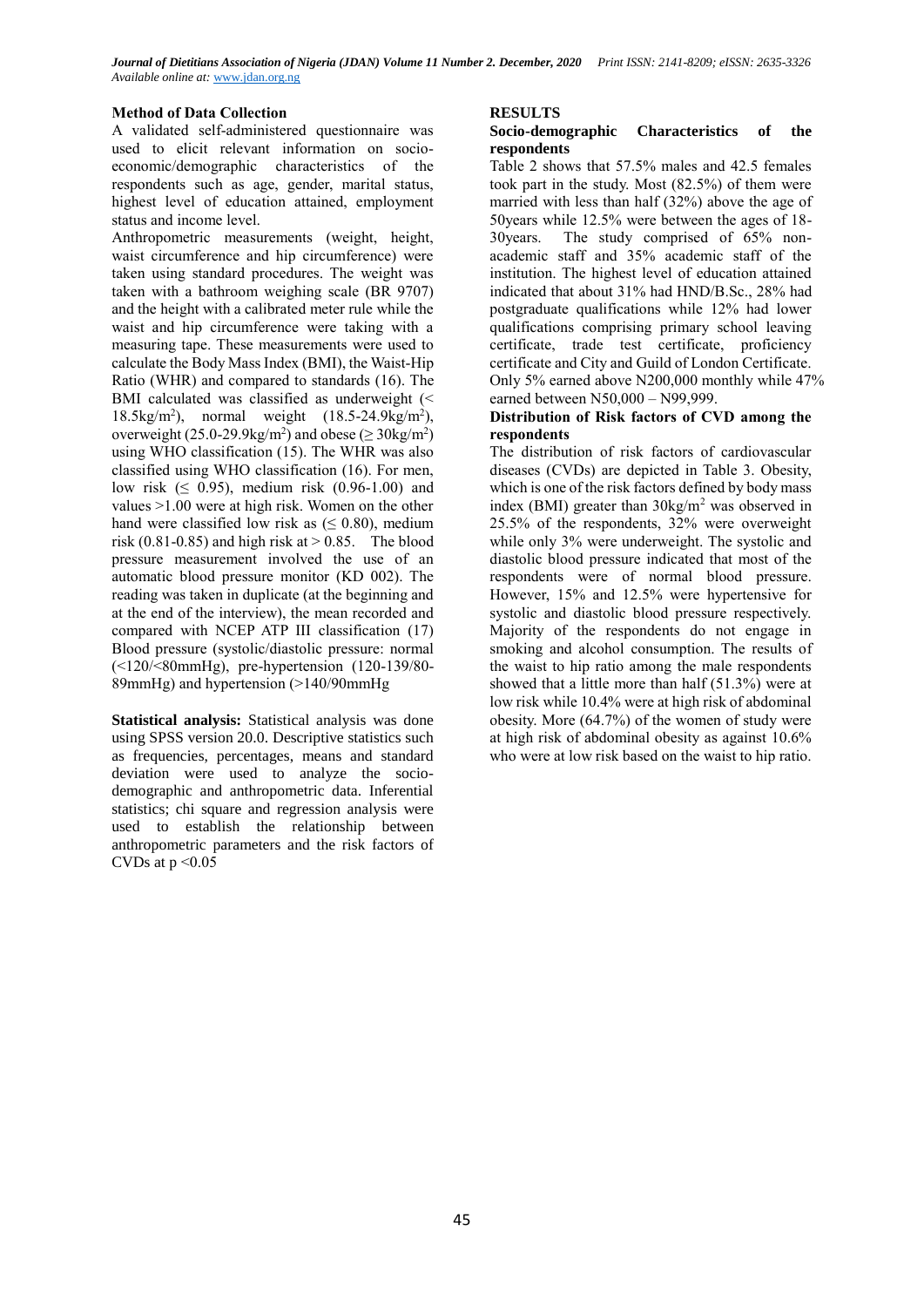**Method of Data Collection**

A validated self-administered questionnaire was used to elicit relevant information on socio-economic/demographic characteristics of the respondents such as age, gender, marital status, highest level of education attained, employment status and income level.

Anthropometric measurements (weight, height, waist circumference and hip circumference) were taken using standard procedures. The weight was taken with a bathroom weighing scale (BR 9707) and the height with a calibrated meter rule while the waist and hip circumference were taking with a measuring tape. These measurements were used to calculate the Body Mass Index (BMI), the Waist-Hip Ratio (WHR) and compared to standards (16). The BMI calculated was classified as underweight (< 18.5kg/m$^2$), normal weight (18.5-24.9kg/m$^2$), overweight (25.0-29.9kg/m$^2$) and obese (≥ 30kg/m$^2$) using WHO classification (15). The WHR was also classified using WHO classification (16). For men, low risk (≤ 0.95), medium risk (0.96-1.00) and values >1.00 were at high risk. Women on the other hand were classified low risk as (≤ 0.80), medium risk (0.81-0.85) and high risk at > 0.85. The blood pressure measurement involved the use of an automatic blood pressure monitor (KD 002). The reading was taken in duplicate (at the beginning and at the end of the interview), the mean recorded and compared with NCEP ATP III classification (17) Blood pressure (systolic/diastolic pressure: normal (<120/<80mmHg), pre-hypertension (120-139/80-89mmHg) and hypertension (>140/90mmHg

**Statistical analysis:** Statistical analysis was done using SPSS version 20.0. Descriptive statistics such as frequencies, percentages, means and standard deviation were used to analyze the socio-demographic and anthropometric data. Inferential statistics; chi square and regression analysis were used to establish the relationship between anthropometric parameters and the risk factors of CVDs at $p < 0.05$

**RESULTS**

**Socio-demographic Characteristics of the respondents**

Table 2 shows that 57.5% males and 42.5 females took part in the study. Most (82.5%) of them were married with less than half (32%) above the age of 50years while 12.5% were between the ages of 18-30years. The study comprised of 65% non-academic staff and 35% academic staff of the institution. The highest level of education attained indicated that about 31% had HND/B.Sc., 28% had postgraduate qualifications while 12% had lower qualifications comprising primary school leaving certificate, trade test certificate, proficiency certificate and City and Guild of London Certificate. Only 5% earned above N200,000 monthly while 47% earned between N50,000 – N99,999.

**Distribution of Risk factors of CVD among the respondents**

The distribution of risk factors of cardiovascular diseases (CVDs) are depicted in Table 3. Obesity, which is one of the risk factors defined by body mass index (BMI) greater than 30kg/m$^2$ was observed in 25.5% of the respondents, 32% were overweight while only 3% were underweight. The systolic and diastolic blood pressure indicated that most of the respondents were of normal blood pressure. However, 15% and 12.5% were hypertensive for systolic and diastolic blood pressure respectively. Majority of the respondents do not engage in smoking and alcohol consumption. The results of the waist to hip ratio among the male respondents showed that a little more than half (51.3%) were at low risk while 10.4% were at high risk of abdominal obesity. More (64.7%) of the women of study were at high risk of abdominal obesity as against 10.6% who were at low risk based on the waist to hip ratio.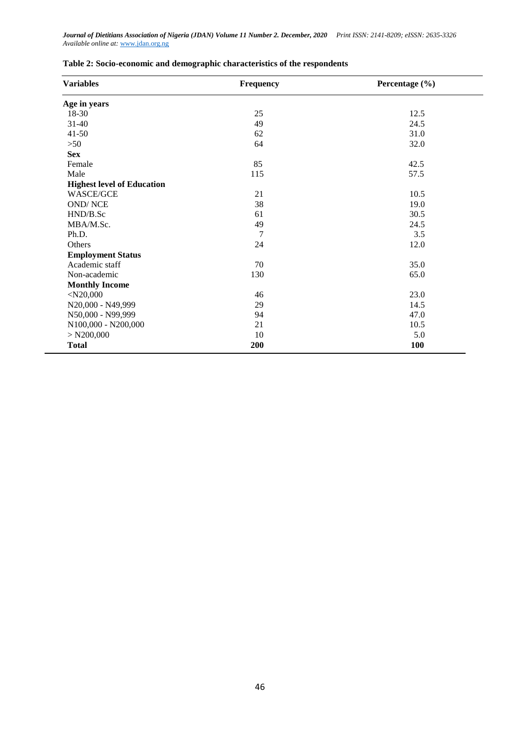**Table 2: Socio-economic and demographic characteristics of the respondents**

| Variables | Frequency | Percentage (%) |
|---|---|---|
| **Age in years** | | |
| 18-30 | 25 | 12.5 |
| 31-40 | 49 | 24.5 |
| 41-50 | 62 | 31.0 |
| >50 | 64 | 32.0 |
| **Sex** | | |
| Female | 85 | 42.5 |
| Male | 115 | 57.5 |
| **Highest level of Education** | | |
| WASCE/GCE | 21 | 10.5 |
| OND/ NCE | 38 | 19.0 |
| HND/B.Sc | 61 | 30.5 |
| MBA/M.Sc. | 49 | 24.5 |
| Ph.D. | 7 | 3.5 |
| Others | 24 | 12.0 |
| **Employment Status** | | |
| Academic staff | 70 | 35.0 |
| Non-academic | 130 | 65.0 |
| **Monthly Income** | | |
| <N20,000 | 46 | 23.0 |
| N20,000 - N49,999 | 29 | 14.5 |
| N50,000 - N99,999 | 94 | 47.0 |
| N100,000 - N200,000 | 21 | 10.5 |
| > N200,000 | 10 | 5.0 |
| **Total** | **200** | **100** |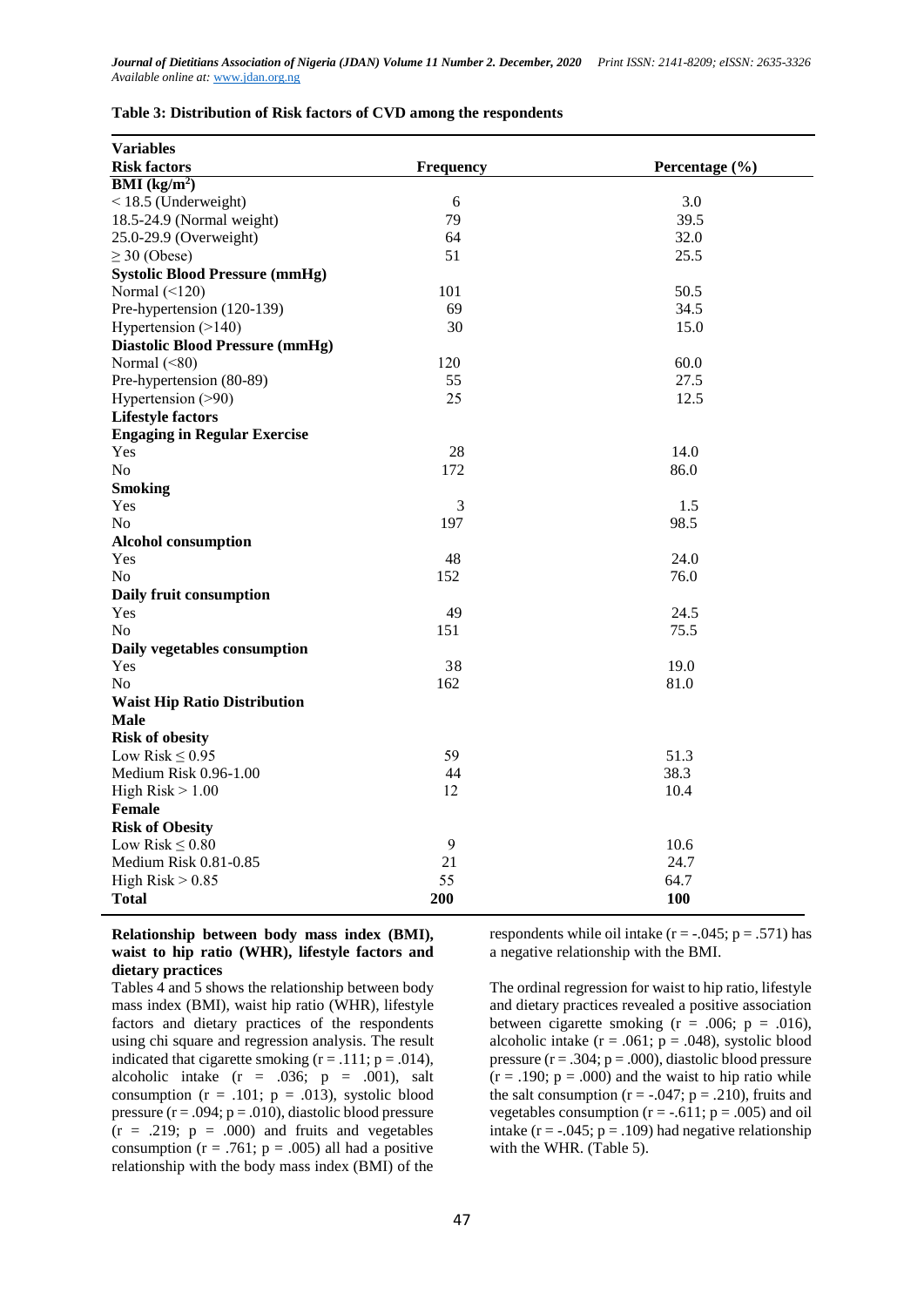**Table 3: Distribution of Risk factors of CVD among the respondents**

| Variables | | |
|---|---|---|
| **Risk factors** | **Frequency** | **Percentage (%)** |
| **BMI ($kg/m^2$)** | | |
| < 18.5 (Underweight) | 6 | 3.0 |
| 18.5-24.9 (Normal weight) | 79 | 39.5 |
| 25.0-29.9 (Overweight) | 64 | 32.0 |
| ≥ 30 (Obese) | 51 | 25.5 |
| **Systolic Blood Pressure (mmHg)** | | |
| Normal (<120) | 101 | 50.5 |
| Pre-hypertension (120-139) | 69 | 34.5 |
| Hypertension (>140) | 30 | 15.0 |
| **Diastolic Blood Pressure (mmHg)** | | |
| Normal (<80) | 120 | 60.0 |
| Pre-hypertension (80-89) | 55 | 27.5 |
| Hypertension (>90) | 25 | 12.5 |
| **Lifestyle factors** | | |
| **Engaging in Regular Exercise** | | |
| Yes | 28 | 14.0 |
| No | 172 | 86.0 |
| **Smoking** | | |
| Yes | 3 | 1.5 |
| No | 197 | 98.5 |
| **Alcohol consumption** | | |
| Yes | 48 | 24.0 |
| No | 152 | 76.0 |
| **Daily fruit consumption** | | |
| Yes | 49 | 24.5 |
| No | 151 | 75.5 |
| **Daily vegetables consumption** | | |
| Yes | 38 | 19.0 |
| No | 162 | 81.0 |
| **Waist Hip Ratio Distribution** | | |
| **Male** | | |
| **Risk of obesity** | | |
| Low Risk ≤ 0.95 | 59 | 51.3 |
| Medium Risk 0.96-1.00 | 44 | 38.3 |
| High Risk > 1.00 | 12 | 10.4 |
| **Female** | | |
| **Risk of Obesity** | | |
| Low Risk ≤ 0.80 | 9 | 10.6 |
| Medium Risk 0.81-0.85 | 21 | 24.7 |
| High Risk > 0.85 | 55 | 64.7 |
| **Total** | **200** | **100** |

**Relationship between body mass index (BMI), waist to hip ratio (WHR), lifestyle factors and dietary practices**

Tables 4 and 5 shows the relationship between body mass index (BMI), waist hip ratio (WHR), lifestyle factors and dietary practices of the respondents using chi square and regression analysis. The result indicated that cigarette smoking ($r = .111$; $p = .014$), alcoholic intake ($r = .036$; $p = .001$), salt consumption ($r = .101$; $p = .013$), systolic blood pressure ($r = .094$; $p = .010$), diastolic blood pressure ($r = .219$; $p = .000$) and fruits and vegetables consumption ($r = .761$; $p = .005$) all had a positive relationship with the body mass index (BMI) of the respondents while oil intake ($r = -.045$; $p = .571$) has a negative relationship with the BMI.

The ordinal regression for waist to hip ratio, lifestyle and dietary practices revealed a positive association between cigarette smoking ($r = .006$; $p = .016$), alcoholic intake ($r = .061$; $p = .048$), systolic blood pressure ($r = .304$; $p = .000$), diastolic blood pressure ($r = .190$; $p = .000$) and the waist to hip ratio while the salt consumption ($r = -.047$; $p = .210$), fruits and vegetables consumption ($r = -.611$; $p = .005$) and oil intake ($r = -.045$; $p = .109$) had negative relationship with the WHR. (Table 5).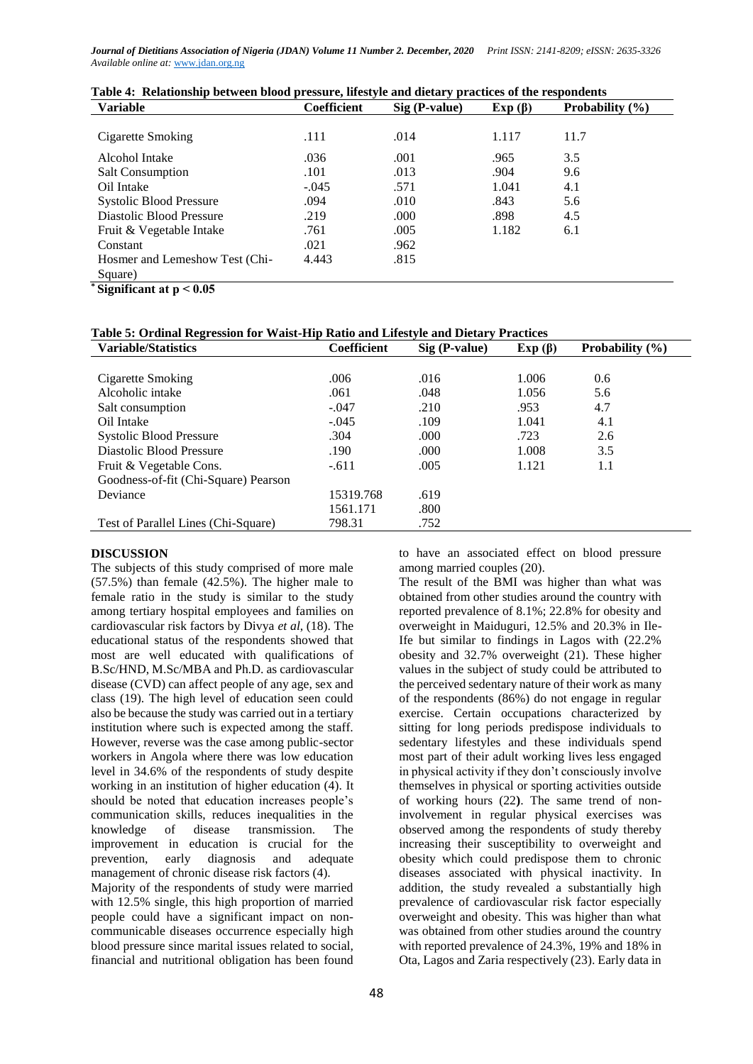**Table 4: Relationship between blood pressure, lifestyle and dietary practices of the respondents**

| Variable | Coefficient | Sig (P-value) | Exp (β) | Probability (%) |
|---|---|---|---|---|
| Cigarette Smoking | .111 | .014 | 1.117 | 11.7 |
| Alcohol Intake | .036 | .001 | .965 | 3.5 |
| Salt Consumption | .101 | .013 | .904 | 9.6 |
| Oil Intake | -.045 | .571 | 1.041 | 4.1 |
| Systolic Blood Pressure | .094 | .010 | .843 | 5.6 |
| Diastolic Blood Pressure | .219 | .000 | .898 | 4.5 |
| Fruit & Vegetable Intake | .761 | .005 | 1.182 | 6.1 |
| Constant | .021 | .962 | | |
| Hosmer and Lemeshow Test (Chi-Square) | 4.443 | .815 | | |

* **Significant at $p < 0.05$**

**Table 5: Ordinal Regression for Waist-Hip Ratio and Lifestyle and Dietary Practices**

| Variable/Statistics | Coefficient | Sig (P-value) | Exp (β) | Probability (%) |
|---|---|---|---|---|
| Cigarette Smoking | .006 | .016 | 1.006 | 0.6 |
| Alcoholic intake | .061 | .048 | 1.056 | 5.6 |
| Salt consumption | -.047 | .210 | .953 | 4.7 |
| Oil Intake | -.045 | .109 | 1.041 | 4.1 |
| Systolic Blood Pressure | .304 | .000 | .723 | 2.6 |
| Diastolic Blood Pressure | .190 | .000 | 1.008 | 3.5 |
| Fruit & Vegetable Cons. | -.611 | .005 | 1.121 | 1.1 |
| Goodness-of-fit (Chi-Square) Pearson | | | | |
| Deviance | 15319.768 | .619 | | |
| | 1561.171 | .800 | | |
| Test of Parallel Lines (Chi-Square) | 798.31 | .752 | | |

## DISCUSSION

The subjects of this study comprised of more male (57.5%) than female (42.5%). The higher male to female ratio in the study is similar to the study among tertiary hospital employees and families on cardiovascular risk factors by Divya *et al*, (18). The educational status of the respondents showed that most are well educated with qualifications of B.Sc/HND, M.Sc/MBA and Ph.D. as cardiovascular disease (CVD) can affect people of any age, sex and class (19). The high level of education seen could also be because the study was carried out in a tertiary institution where such is expected among the staff. However, reverse was the case among public-sector workers in Angola where there was low education level in 34.6% of the respondents of study despite working in an institution of higher education (4). It should be noted that education increases people's communication skills, reduces inequalities in the knowledge of disease transmission. The improvement in education is crucial for the prevention, early diagnosis and adequate management of chronic disease risk factors (4).

Majority of the respondents of study were married with 12.5% single, this high proportion of married people could have a significant impact on non-communicable diseases occurrence especially high blood pressure since marital issues related to social, financial and nutritional obligation has been found to have an associated effect on blood pressure among married couples (20).

The result of the BMI was higher than what was obtained from other studies around the country with reported prevalence of 8.1%; 22.8% for obesity and overweight in Maiduguri, 12.5% and 20.3% in Ile-Ife but similar to findings in Lagos with (22.2% obesity and 32.7% overweight (21). These higher values in the subject of study could be attributed to the perceived sedentary nature of their work as many of the respondents (86%) do not engage in regular exercise. Certain occupations characterized by sitting for long periods predispose individuals to sedentary lifestyles and these individuals spend most part of their adult working lives less engaged in physical activity if they don't consciously involve themselves in physical or sporting activities outside of working hours (22**)**. The same trend of non-involvement in regular physical exercises was observed among the respondents of study thereby increasing their susceptibility to overweight and obesity which could predispose them to chronic diseases associated with physical inactivity. In addition, the study revealed a substantially high prevalence of cardiovascular risk factor especially overweight and obesity. This was higher than what was obtained from other studies around the country with reported prevalence of 24.3%, 19% and 18% in Ota, Lagos and Zaria respectively (23). Early data in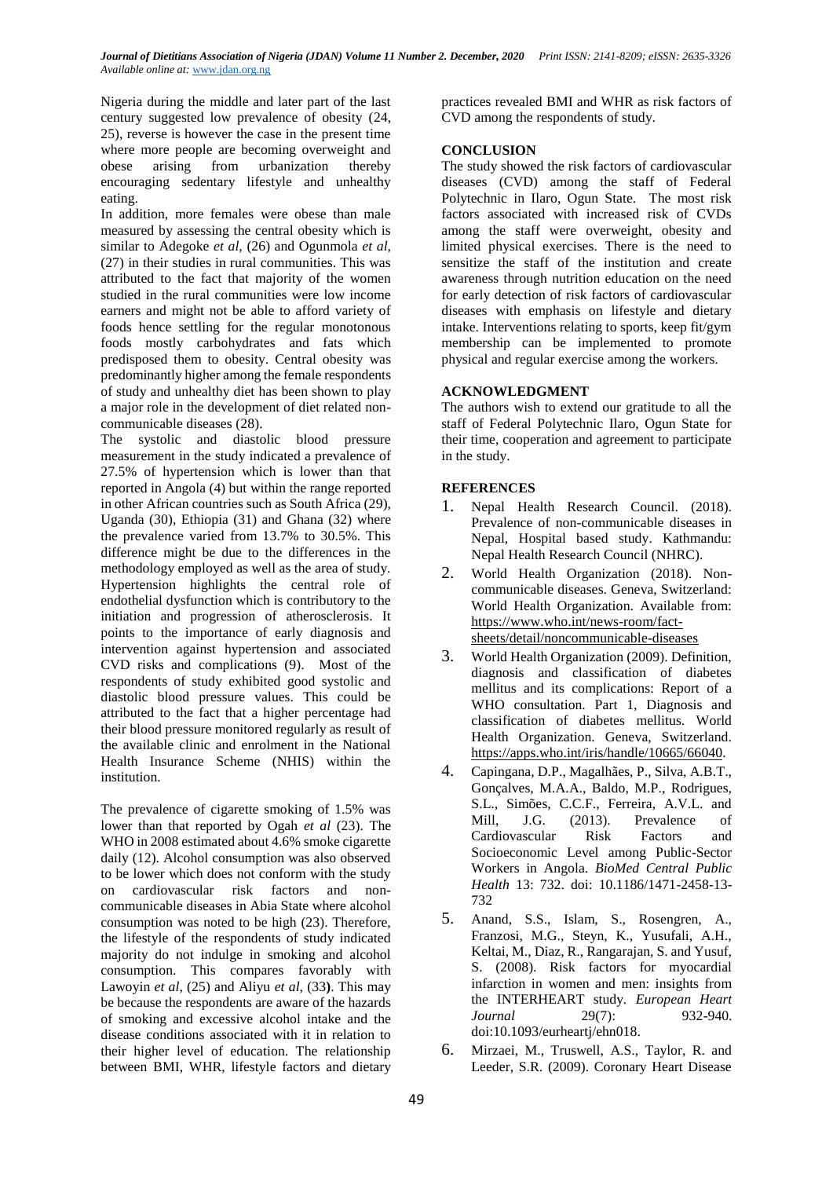Nigeria during the middle and later part of the last century suggested low prevalence of obesity (24, 25), reverse is however the case in the present time where more people are becoming overweight and obese arising from urbanization thereby encouraging sedentary lifestyle and unhealthy eating.

In addition, more females were obese than male measured by assessing the central obesity which is similar to Adegoke *et al*, (26) and Ogunmola *et al*, (27) in their studies in rural communities. This was attributed to the fact that majority of the women studied in the rural communities were low income earners and might not be able to afford variety of foods hence settling for the regular monotonous foods mostly carbohydrates and fats which predisposed them to obesity. Central obesity was predominantly higher among the female respondents of study and unhealthy diet has been shown to play a major role in the development of diet related non-communicable diseases (28).

The systolic and diastolic blood pressure measurement in the study indicated a prevalence of 27.5% of hypertension which is lower than that reported in Angola (4) but within the range reported in other African countries such as South Africa (29), Uganda (30), Ethiopia (31) and Ghana (32) where the prevalence varied from 13.7% to 30.5%. This difference might be due to the differences in the methodology employed as well as the area of study. Hypertension highlights the central role of endothelial dysfunction which is contributory to the initiation and progression of atherosclerosis. It points to the importance of early diagnosis and intervention against hypertension and associated CVD risks and complications (9). Most of the respondents of study exhibited good systolic and diastolic blood pressure values. This could be attributed to the fact that a higher percentage had their blood pressure monitored regularly as result of the available clinic and enrolment in the National Health Insurance Scheme (NHIS) within the institution.

The prevalence of cigarette smoking of 1.5% was lower than that reported by Ogah *et al* (23). The WHO in 2008 estimated about 4.6% smoke cigarette daily (12). Alcohol consumption was also observed to be lower which does not conform with the study on cardiovascular risk factors and non-communicable diseases in Abia State where alcohol consumption was noted to be high (23). Therefore, the lifestyle of the respondents of study indicated majority do not indulge in smoking and alcohol consumption. This compares favorably with Lawoyin *et al*, (25) and Aliyu *et al*, (33**)**. This may be because the respondents are aware of the hazards of smoking and excessive alcohol intake and the disease conditions associated with it in relation to their higher level of education. The relationship between BMI, WHR, lifestyle factors and dietary practices revealed BMI and WHR as risk factors of CVD among the respondents of study.

## CONCLUSION

The study showed the risk factors of cardiovascular diseases (CVD) among the staff of Federal Polytechnic in Ilaro, Ogun State. The most risk factors associated with increased risk of CVDs among the staff were overweight, obesity and limited physical exercises. There is the need to sensitize the staff of the institution and create awareness through nutrition education on the need for early detection of risk factors of cardiovascular diseases with emphasis on lifestyle and dietary intake. Interventions relating to sports, keep fit/gym membership can be implemented to promote physical and regular exercise among the workers.

## ACKNOWLEDGMENT

The authors wish to extend our gratitude to all the staff of Federal Polytechnic Ilaro, Ogun State for their time, cooperation and agreement to participate in the study.

## REFERENCES

1. Nepal Health Research Council. (2018). Prevalence of non-communicable diseases in Nepal, Hospital based study. Kathmandu: Nepal Health Research Council (NHRC).
2. World Health Organization (2018). Non-communicable diseases. Geneva, Switzerland: World Health Organization. Available from: https://www.who.int/news-room/fact-sheets/detail/noncommunicable-diseases
3. World Health Organization (2009). Definition, diagnosis and classification of diabetes mellitus and its complications: Report of a WHO consultation. Part 1, Diagnosis and classification of diabetes mellitus. World Health Organization. Geneva, Switzerland. https://apps.who.int/iris/handle/10665/66040.
4. Capingana, D.P., Magalhães, P., Silva, A.B.T., Gonçalves, M.A.A., Baldo, M.P., Rodrigues, S.L., Simões, C.C.F., Ferreira, A.V.L. and Mill, J.G. (2013). Prevalence of Cardiovascular Risk Factors and Socioeconomic Level among Public-Sector Workers in Angola. *BioMed Central Public Health* 13: 732. doi: 10.1186/1471-2458-13-732
5. Anand, S.S., Islam, S., Rosengren, A., Franzosi, M.G., Steyn, K., Yusufali, A.H., Keltai, M., Diaz, R., Rangarajan, S. and Yusuf, S. (2008). Risk factors for myocardial infarction in women and men: insights from the INTERHEART study. *European Heart Journal* 29(7): 932-940. doi:10.1093/eurheartj/ehn018.
6. Mirzaei, M., Truswell, A.S., Taylor, R. and Leeder, S.R. (2009). Coronary Heart Disease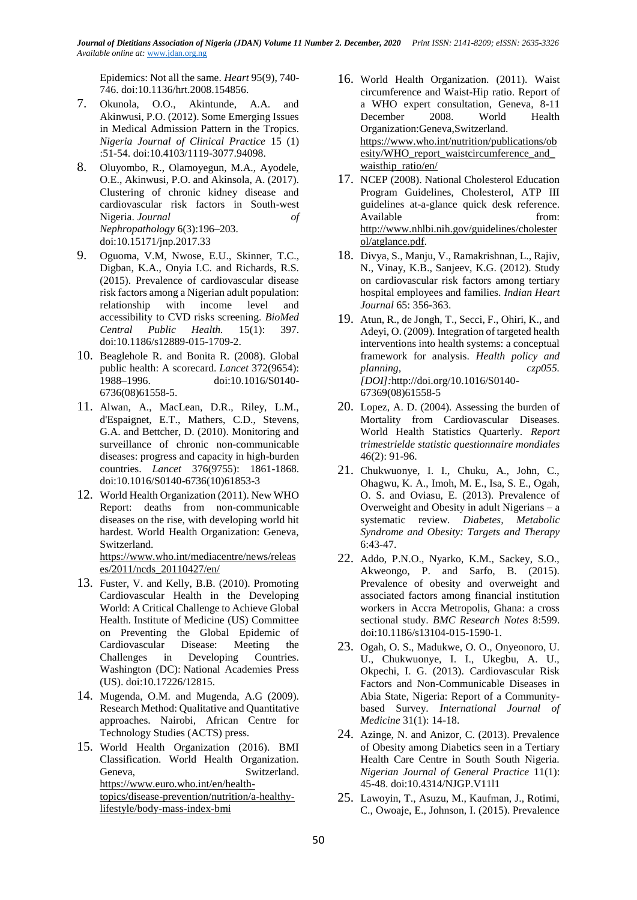Epidemics: Not all the same. *Heart* 95(9), 740-746. doi:10.1136/hrt.2008.154856.

7. Okunola, O.O., Akintunde, A.A. and Akinwusi, P.O. (2012). Some Emerging Issues in Medical Admission Pattern in the Tropics. *Nigeria Journal of Clinical Practice* 15 (1) :51-54. doi:10.4103/1119-3077.94098.
8. Oluyombo, R., Olamoyegun, M.A., Ayodele, O.E., Akinwusi, P.O. and Akinsola, A. (2017). Clustering of chronic kidney disease and cardiovascular risk factors in South-west Nigeria. *Journal of Nephropathology* 6(3):196–203. doi:10.15171/jnp.2017.33
9. Oguoma, V.M, Nwose, E.U., Skinner, T.C., Digban, K.A., Onyia I.C. and Richards, R.S. (2015). Prevalence of cardiovascular disease risk factors among a Nigerian adult population: relationship with income level and accessibility to CVD risks screening. *BioMed Central Public Health.* 15(1): 397. doi:10.1186/s12889-015-1709-2.
10. Beaglehole R. and Bonita R. (2008). Global public health: A scorecard. *Lancet* 372(9654): 1988–1996. doi:10.1016/S0140-6736(08)61558-5.
11. Alwan, A., MacLean, D.R., Riley, L.M., d'Espaignet, E.T., Mathers, C.D., Stevens, G.A. and Bettcher, D. (2010). Monitoring and surveillance of chronic non-communicable diseases: progress and capacity in high-burden countries. *Lancet* 376(9755): 1861-1868. doi:10.1016/S0140-6736(10)61853-3
12. World Health Organization (2011). New WHO Report: deaths from non-communicable diseases on the rise, with developing world hit hardest. World Health Organization: Geneva, Switzerland. https://www.who.int/mediacentre/news/releases/2011/ncds_20110427/en/
13. Fuster, V. and Kelly, B.B. (2010). Promoting Cardiovascular Health in the Developing World: A Critical Challenge to Achieve Global Health. Institute of Medicine (US) Committee on Preventing the Global Epidemic of Cardiovascular Disease: Meeting the Challenges in Developing Countries. Washington (DC): National Academies Press (US). doi:10.17226/12815.
14. Mugenda, O.M. and Mugenda, A.G (2009). Research Method: Qualitative and Quantitative approaches. Nairobi, African Centre for Technology Studies (ACTS) press.
15. World Health Organization (2016). BMI Classification. World Health Organization. Geneva, Switzerland. https://www.euro.who.int/en/health-topics/disease-prevention/nutrition/a-healthy-lifestyle/body-mass-index-bmi
16. World Health Organization. (2011). Waist circumference and Waist-Hip ratio. Report of a WHO expert consultation, Geneva, 8-11 December 2008. World Health Organization:Geneva,Switzerland. https://www.who.int/nutrition/publications/obesity/WHO_report_waistcircumference_and_waisthip_ratio/en/
17. NCEP (2008). National Cholesterol Education Program Guidelines, Cholesterol, ATP III guidelines at-a-glance quick desk reference. Available from: http://www.nhlbi.nih.gov/guidelines/cholesterol/atglance.pdf.
18. Divya, S., Manju, V., Ramakrishnan, L., Rajiv, N., Vinay, K.B., Sanjeev, K.G. (2012). Study on cardiovascular risk factors among tertiary hospital employees and families. *Indian Heart Journal* 65: 356-363.
19. Atun, R., de Jongh, T., Secci, F., Ohiri, K., and Adeyi, O. (2009). Integration of targeted health interventions into health systems: a conceptual framework for analysis. *Health policy and planning*, *czp055. [DOI]:*http://doi.org/10.1016/S0140-67369(08)61558-5
20. Lopez, A. D. (2004). Assessing the burden of Mortality from Cardiovascular Diseases. World Health Statistics Quarterly. *Report trimestrielde statistic questionnaire mondiales* 46(2): 91-96.
21. Chukwuonye, I. I., Chuku, A., John, C., Ohagwu, K. A., Imoh, M. E., Isa, S. E., Ogah, O. S. and Oviasu, E. (2013). Prevalence of Overweight and Obesity in adult Nigerians – a systematic review. *Diabetes, Metabolic Syndrome and Obesity: Targets and Therapy* 6:43-47.
22. Addo, P.N.O., Nyarko, K.M., Sackey, S.O., Akweongo, P. and Sarfo, B. (2015). Prevalence of obesity and overweight and associated factors among financial institution workers in Accra Metropolis, Ghana: a cross sectional study. *BMC Research Notes* 8:599. doi:10.1186/s13104-015-1590-1.
23. Ogah, O. S., Madukwe, O. O., Onyeonoro, U. U., Chukwuonye, I. I., Ukegbu, A. U., Okpechi, I. G. (2013). Cardiovascular Risk Factors and Non-Communicable Diseases in Abia State, Nigeria: Report of a Community-based Survey. *International Journal of Medicine* 31(1): 14-18.
24. Azinge, N. and Anizor, C. (2013). Prevalence of Obesity among Diabetics seen in a Tertiary Health Care Centre in South South Nigeria. *Nigerian Journal of General Practice* 11(1): 45-48. doi:10.4314/NJGP.V11l1
25. Lawoyin, T., Asuzu, M., Kaufman, J., Rotimi, C., Owoaje, E., Johnson, I. (2015). Prevalence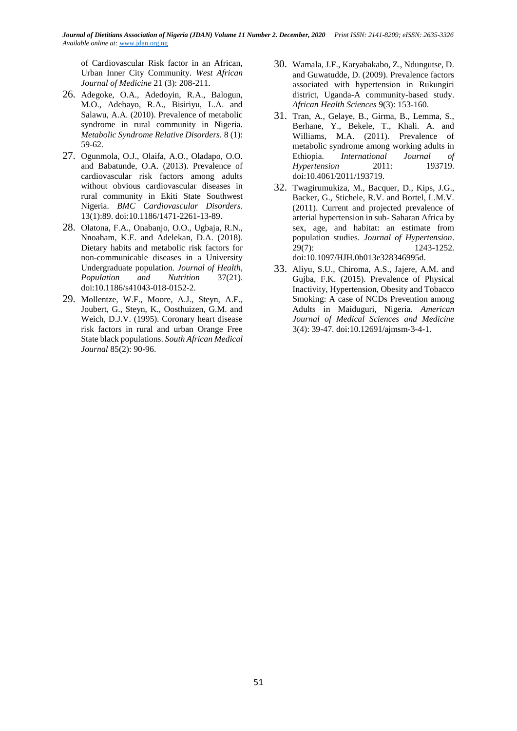of Cardiovascular Risk factor in an African, Urban Inner City Community. *West African Journal of Medicine* 21 (3): 208-211.

26. Adegoke, O.A., Adedoyin, R.A., Balogun, M.O., Adebayo, R.A., Bisiriyu, L.A. and Salawu, A.A. (2010). Prevalence of metabolic syndrome in rural community in Nigeria. *Metabolic Syndrome Relative Disorders.* 8 (1): 59-62.
27. Ogunmola, O.J., Olaifa, A.O., Oladapo, O.O. and Babatunde, O.A. (2013). Prevalence of cardiovascular risk factors among adults without obvious cardiovascular diseases in rural community in Ekiti State Southwest Nigeria. *BMC Cardiovascular Disorders*. 13(1):89. doi:10.1186/1471-2261-13-89.
28. Olatona, F.A., Onabanjo, O.O., Ugbaja, R.N., Nnoaham, K.E. and Adelekan, D.A. (2018). Dietary habits and metabolic risk factors for non-communicable diseases in a University Undergraduate population. *Journal of Health, Population and Nutrition* 37(21). doi:10.1186/s41043-018-0152-2.
29. Mollentze, W.F., Moore, A.J., Steyn, A.F., Joubert, G., Steyn, K., Oosthuizen, G.M. and Weich, D.J.V. (1995). Coronary heart disease risk factors in rural and urban Orange Free State black populations. *South African Medical Journal* 85(2): 90-96.
30. Wamala, J.F., Karyabakabo, Z., Ndungutse, D. and Guwatudde, D. (2009). Prevalence factors associated with hypertension in Rukungiri district, Uganda-A community-based study. *African Health Sciences* 9(3): 153-160.
31. Tran, A., Gelaye, B., Girma, B., Lemma, S., Berhane, Y., Bekele, T., Khali. A. and Williams, M.A. (2011). Prevalence of metabolic syndrome among working adults in Ethiopia. *International Journal of Hypertension* 2011: 193719. doi:10.4061/2011/193719.
32. Twagirumukiza, M., Bacquer, D., Kips, J.G., Backer, G., Stichele, R.V. and Bortel, L.M.V. (2011). Current and projected prevalence of arterial hypertension in sub- Saharan Africa by sex, age, and habitat: an estimate from population studies. *Journal of Hypertension*. 29(7): 1243-1252. doi:10.1097/HJH.0b013e328346995d.
33. Aliyu, S.U., Chiroma, A.S., Jajere, A.M. and Gujba, F.K. (2015). Prevalence of Physical Inactivity, Hypertension, Obesity and Tobacco Smoking: A case of NCDs Prevention among Adults in Maiduguri, Nigeria. *American Journal of Medical Sciences and Medicine* 3(4): 39-47. doi:10.12691/ajmsm-3-4-1.